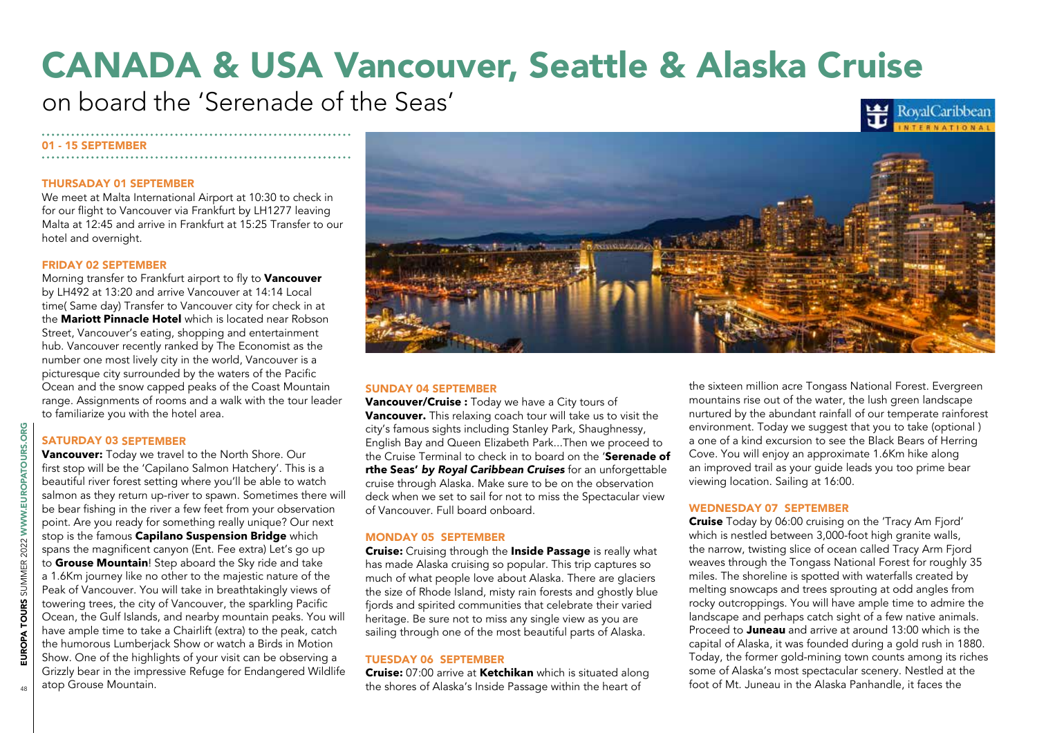# CANADA & USA Vancouver, Seattle & Alaska Cruise

## on board the 'Serenade of the Seas'

RoyalCaribbean INTERNATIONAL

**01 - 15 SEPTEMBER**

### THURSDAY 01 SEPTEMBER

We meet at Malta International Airport at 10:30 to check in for our flight to Vancouver via Frankfurt by LH1277 leaving Malta at 12:45 and arrive in Frankfurt at 15:25 Transfer to our hotel and overnight.

### FRIDAY 02 SEPTEMBER

Morning transfer to Frankfurt airport to fly to **Vancouver** by LH492 at 13:20 and arrive Vancouver at 14:14 Local time( Same day) Transfer to Vancouver city for check in at the **Mariott Pinnacle Hotel** which is located near Robson Street, Vancouver's eating, shopping and entertainment hub. Vancouver recently ranked by The Economist as the number one most lively city in the world, Vancouver is a picturesque city surrounded by the waters of the Pacific Ocean and the snow capped peaks of the Coast Mountain range. Assignments of rooms and a walk with the tour leader to familiarize you with the hotel area.

### SATURDAY 03 SEPTEMBER

**Vancouver:** Today we travel to the North Shore. Our first stop will be the 'Capilano Salmon Hatchery'. This is a beautiful river forest setting where you'll be able to watch salmon as they return up-river to spawn. Sometimes there will be bear fishing in the river a few feet from your observation point. Are you ready for something really unique? Our next stop is the famous **Capilano Suspension Bridge** which spans the magnificent canyon (Ent. Fee extra) Let's go up to **Grouse Mountain**! Step aboard the Sky ride and take a 1.6Km journey like no other to the majestic nature of the Peak of Vancouver. You will take in breathtakingly views of towering trees, the city of Vancouver, the sparkling Pacific Ocean, the Gulf Islands, and nearby mountain peaks. You will have ample time to take a Chairlift (extra) to the peak, catch the humorous Lumberjack Show or watch a Birds in Motion Show. One of the highlights of your visit can be observing a Grizzly bear in the impressive Refuge for Endangered Wildlife atop Grouse Mountain.

### SUNDAY 04 SEPTEMBER

**Vancouver/Cruise :** Today we have a City tours of **Vancouver.** This relaxing coach tour will take us to visit the city's famous sights including Stanley Park, Shaughnessy, English Bay and Queen Elizabeth Park...Then we proceed to the Cruise Terminal to check in to board on the '**Serenade of rthe Seas'** ***by Royal Caribbean Cruises*** for an unforgettable cruise through Alaska. Make sure to be on the observation deck when we set to sail for not to miss the Spectacular view of Vancouver. Full board onboard.

### MONDAY 05 SEPTEMBER

**Cruise:** Cruising through the **Inside Passage** is really what has made Alaska cruising so popular. This trip captures so much of what people love about Alaska. There are glaciers the size of Rhode Island, misty rain forests and ghostly blue fjords and spirited communities that celebrate their varied heritage. Be sure not to miss any single view as you are sailing through one of the most beautiful parts of Alaska.

### TUESDAY 06 SEPTEMBER

**Cruise:** 07:00 arrive at **Ketchikan** which is situated along the shores of Alaska's Inside Passage within the heart of the sixteen million acre Tongass National Forest. Evergreen mountains rise out of the water, the lush green landscape nurtured by the abundant rainfall of our temperate rainforest environment. Today we suggest that you to take (optional ) a one of a kind excursion to see the Black Bears of Herring Cove. You will enjoy an approximate 1.6Km hike along an improved trail as your guide leads you too prime bear viewing location. Sailing at 16:00.

### WEDNESDAY 07 SEPTEMBER

**Cruise** Today by 06:00 cruising on the 'Tracy Am Fjord' which is nestled between 3,000-foot high granite walls, the narrow, twisting slice of ocean called Tracy Arm Fjord weaves through the Tongass National Forest for roughly 35 miles. The shoreline is spotted with waterfalls created by melting snowcaps and trees sprouting at odd angles from rocky outcroppings. You will have ample time to admire the landscape and perhaps catch sight of a few native animals. Proceed to **Juneau** and arrive at around 13:00 which is the capital of Alaska, it was founded during a gold rush in 1880. Today, the former gold-mining town counts among its riches some of Alaska's most spectacular scenery. Nestled at the foot of Mt. Juneau in the Alaska Panhandle, it faces the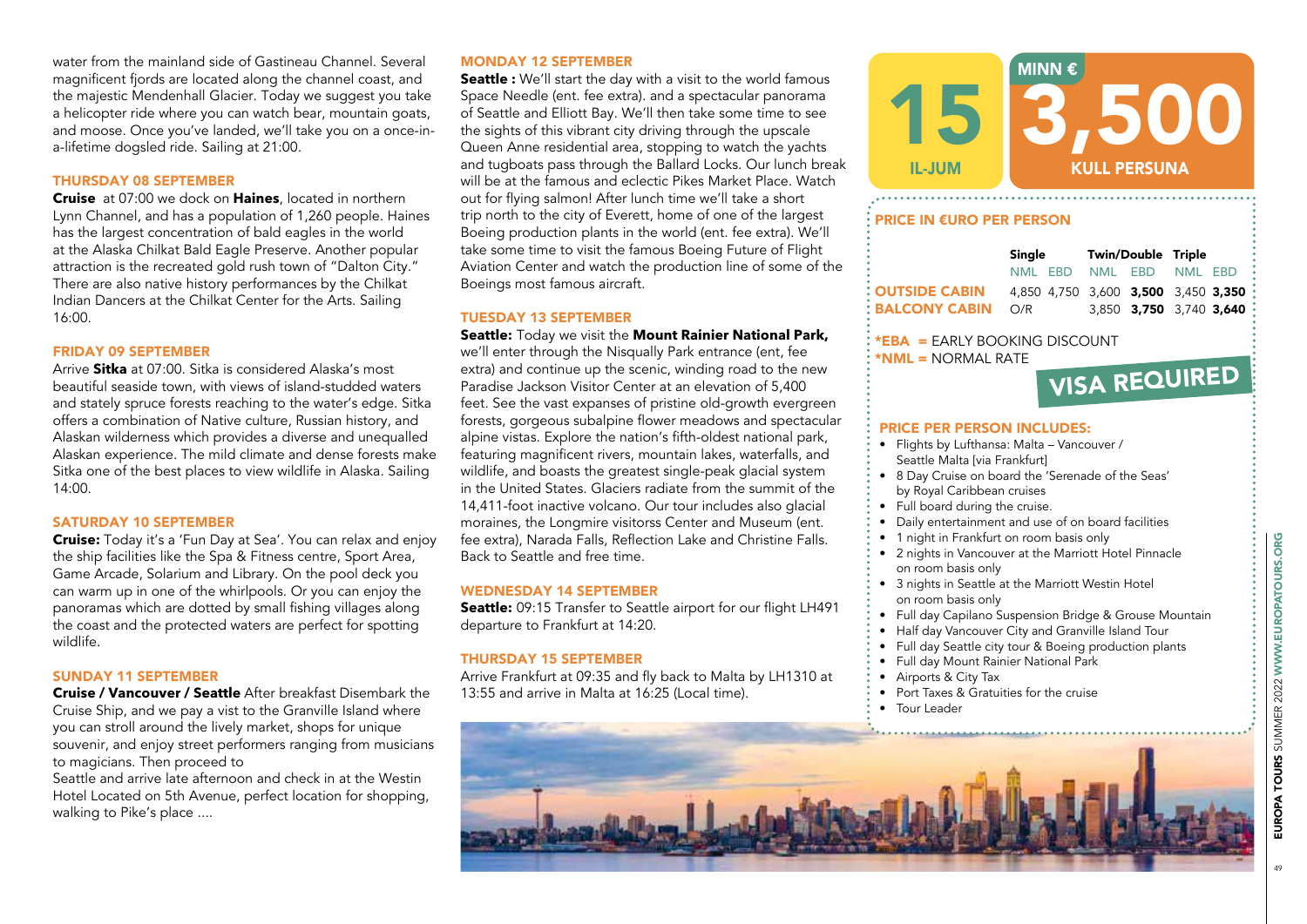water from the mainland side of Gastineau Channel. Several magnificent fjords are located along the channel coast, and the majestic Mendenhall Glacier. Today we suggest you take a helicopter ride where you can watch bear, mountain goats, and moose. Once you've landed, we'll take you on a once-in-a-lifetime dogsled ride. Sailing at 21:00.

### THURSDAY 08 SEPTEMBER

**Cruise** at 07:00 we dock on **Haines**, located in northern Lynn Channel, and has a population of 1,260 people. Haines has the largest concentration of bald eagles in the world at the Alaska Chilkat Bald Eagle Preserve. Another popular attraction is the recreated gold rush town of "Dalton City." There are also native history performances by the Chilkat Indian Dancers at the Chilkat Center for the Arts. Sailing 16:00.

### FRIDAY 09 SEPTEMBER

Arrive **Sitka** at 07:00. Sitka is considered Alaska's most beautiful seaside town, with views of island-studded waters and stately spruce forests reaching to the water's edge. Sitka offers a combination of Native culture, Russian history, and Alaskan wilderness which provides a diverse and unequalled Alaskan experience. The mild climate and dense forests make Sitka one of the best places to view wildlife in Alaska. Sailing 14:00.

### SATURDAY 10 SEPTEMBER

**Cruise:** Today it's a 'Fun Day at Sea'. You can relax and enjoy the ship facilities like the Spa & Fitness centre, Sport Area, Game Arcade, Solarium and Library. On the pool deck you can warm up in one of the whirlpools. Or you can enjoy the panoramas which are dotted by small fishing villages along the coast and the protected waters are perfect for spotting wildlife.

### SUNDAY 11 SEPTEMBER

**Cruise / Vancouver / Seattle** After breakfast Disembark the Cruise Ship, and we pay a vist to the Granville Island where you can stroll around the lively market, shops for unique souvenir, and enjoy street performers ranging from musicians to magicians. Then proceed to
Seattle and arrive late afternoon and check in at the Westin Hotel Located on 5th Avenue, perfect location for shopping, walking to Pike's place ....

### MONDAY 12 SEPTEMBER

**Seattle :** We'll start the day with a visit to the world famous Space Needle (ent. fee extra). and a spectacular panorama of Seattle and Elliott Bay. We'll then take some time to see the sights of this vibrant city driving through the upscale Queen Anne residential area, stopping to watch the yachts and tugboats pass through the Ballard Locks. Our lunch break will be at the famous and eclectic Pikes Market Place. Watch out for flying salmon! After lunch time we'll take a short trip north to the city of Everett, home of one of the largest Boeing production plants in the world (ent. fee extra). We'll take some time to visit the famous Boeing Future of Flight Aviation Center and watch the production line of some of the Boeings most famous aircraft.

### TUESDAY 13 SEPTEMBER

**Seattle:** Today we visit the **Mount Rainier National Park,** we'll enter through the Nisqually Park entrance (ent, fee extra) and continue up the scenic, winding road to the new Paradise Jackson Visitor Center at an elevation of 5,400 feet. See the vast expanses of pristine old-growth evergreen forests, gorgeous subalpine flower meadows and spectacular alpine vistas. Explore the nation's fifth-oldest national park, featuring magnificent rivers, mountain lakes, waterfalls, and wildlife, and boasts the greatest single-peak glacial system in the United States. Glaciers radiate from the summit of the 14,411-foot inactive volcano. Our tour includes also glacial moraines, the Longmire visitorss Center and Museum (ent. fee extra), Narada Falls, Reflection Lake and Christine Falls. Back to Seattle and free time.

### WEDNESDAY 14 SEPTEMBER

**Seattle:** 09:15 Transfer to Seattle airport for our flight LH491 departure to Frankfurt at 14:20.

### THURSDAY 15 SEPTEMBER

Arrive Frankfurt at 09:35 and fly back to Malta by LH1310 at 13:55 and arrive in Malta at 16:25 (Local time).

**15** IL-JUM

**MINN € 3,500** KULL PERSUNA

### PRICE IN €URO PER PERSON

| | Single | | Twin/Double | | Triple | |
|---|---|---|---|---|---|---|
| | NML | EBD | NML | EBD | NML | EBD |
| **OUTSIDE CABIN** | 4,850 | 4,750 | 3,600 | **3,500** | 3,450 | **3,350** |
| **BALCONY CABIN** | O/R | | 3,850 | **3,750** | 3,740 | **3,640** |

**\*EBA** = EARLY BOOKING DISCOUNT
**\*NML** = NORMAL RATE

**VISA REQUIRED**

### PRICE PER PERSON INCLUDES:

- Flights by Lufthansa: Malta – Vancouver / Seattle Malta [via Frankfurt]
- 8 Day Cruise on board the 'Serenade of the Seas' by Royal Caribbean cruises
- Full board during the cruise.
- Daily entertainment and use of on board facilities
- 1 night in Frankfurt on room basis only
- 2 nights in Vancouver at the Marriott Hotel Pinnacle on room basis only
- 3 nights in Seattle at the Marriott Westin Hotel on room basis only
- Full day Capilano Suspension Bridge & Grouse Mountain
- Half day Vancouver City and Granville Island Tour
- Full day Seattle city tour & Boeing production plants
- Full day Mount Rainier National Park
- Airports & City Tax
- Port Taxes & Gratuities for the cruise
- Tour Leader